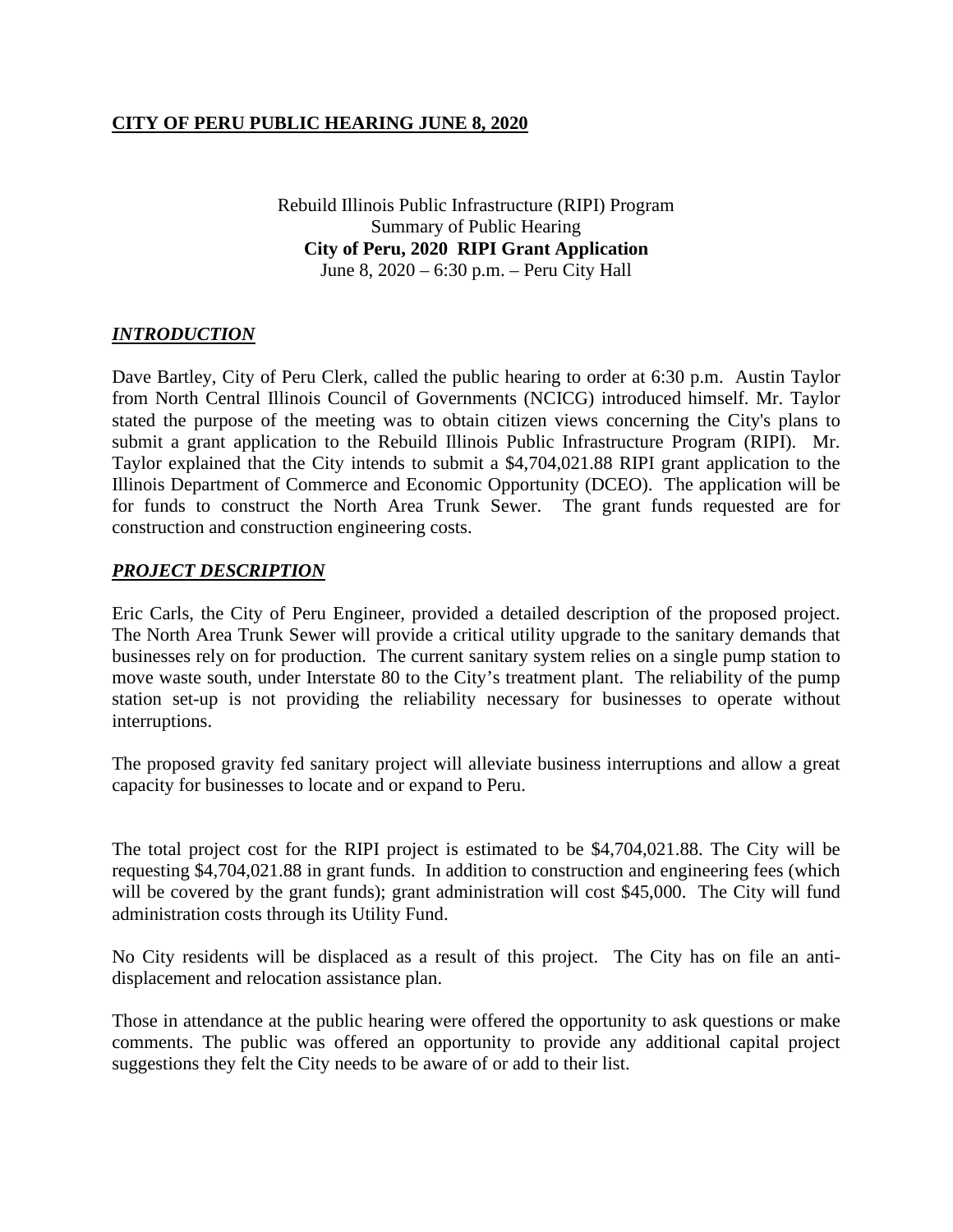**CITY OF PERU PUBLIC HEARING JUNE 8, 2020**

Rebuild Illinois Public Infrastructure (RIPI) Program
Summary of Public Hearing
**City of Peru, 2020 RIPI Grant Application**
June 8, 2020 – 6:30 p.m. – Peru City Hall

## ***INTRODUCTION***

Dave Bartley, City of Peru Clerk, called the public hearing to order at 6:30 p.m. Austin Taylor from North Central Illinois Council of Governments (NCICG) introduced himself. Mr. Taylor stated the purpose of the meeting was to obtain citizen views concerning the City's plans to submit a grant application to the Rebuild Illinois Public Infrastructure Program (RIPI). Mr. Taylor explained that the City intends to submit a $4,704,021.88 RIPI grant application to the Illinois Department of Commerce and Economic Opportunity (DCEO). The application will be for funds to construct the North Area Trunk Sewer. The grant funds requested are for construction and construction engineering costs.

## ***PROJECT DESCRIPTION***

Eric Carls, the City of Peru Engineer, provided a detailed description of the proposed project. The North Area Trunk Sewer will provide a critical utility upgrade to the sanitary demands that businesses rely on for production. The current sanitary system relies on a single pump station to move waste south, under Interstate 80 to the City's treatment plant. The reliability of the pump station set-up is not providing the reliability necessary for businesses to operate without interruptions.

The proposed gravity fed sanitary project will alleviate business interruptions and allow a great capacity for businesses to locate and or expand to Peru.

The total project cost for the RIPI project is estimated to be $4,704,021.88. The City will be requesting $4,704,021.88 in grant funds. In addition to construction and engineering fees (which will be covered by the grant funds); grant administration will cost $45,000. The City will fund administration costs through its Utility Fund.

No City residents will be displaced as a result of this project. The City has on file an anti-displacement and relocation assistance plan.

Those in attendance at the public hearing were offered the opportunity to ask questions or make comments. The public was offered an opportunity to provide any additional capital project suggestions they felt the City needs to be aware of or add to their list.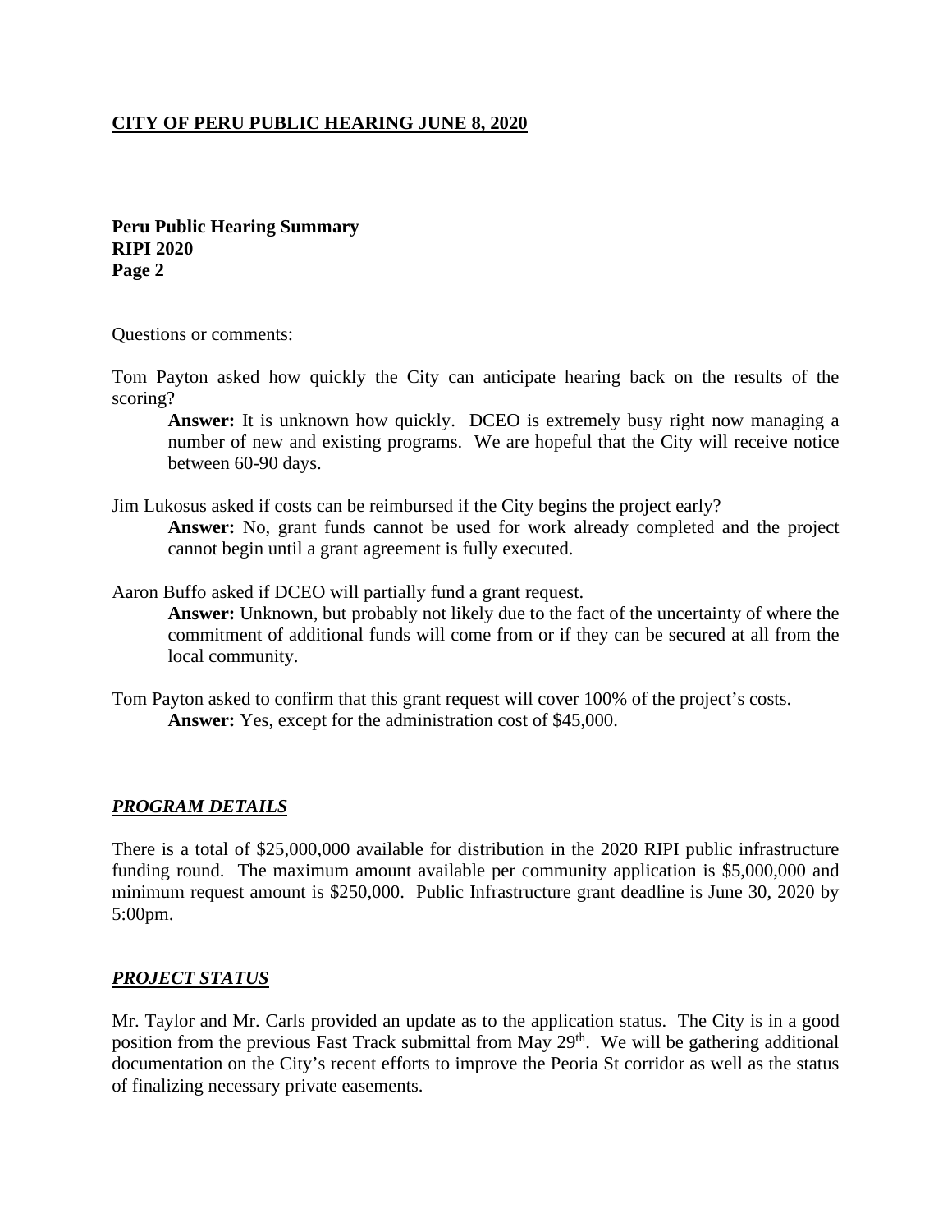**CITY OF PERU PUBLIC HEARING JUNE 8, 2020**

**Peru Public Hearing Summary**
**RIPI 2020**
**Page 2**

Questions or comments:

Tom Payton asked how quickly the City can anticipate hearing back on the results of the scoring?

> **Answer:** It is unknown how quickly. DCEO is extremely busy right now managing a number of new and existing programs. We are hopeful that the City will receive notice between 60-90 days.

Jim Lukosus asked if costs can be reimbursed if the City begins the project early?

> **Answer:** No, grant funds cannot be used for work already completed and the project cannot begin until a grant agreement is fully executed.

Aaron Buffo asked if DCEO will partially fund a grant request.

> **Answer:** Unknown, but probably not likely due to the fact of the uncertainty of where the commitment of additional funds will come from or if they can be secured at all from the local community.

Tom Payton asked to confirm that this grant request will cover 100% of the project's costs.

> **Answer:** Yes, except for the administration cost of $45,000.

## ***PROGRAM DETAILS***

There is a total of $25,000,000 available for distribution in the 2020 RIPI public infrastructure funding round. The maximum amount available per community application is $5,000,000 and minimum request amount is $250,000. Public Infrastructure grant deadline is June 30, 2020 by 5:00pm.

## ***PROJECT STATUS***

Mr. Taylor and Mr. Carls provided an update as to the application status. The City is in a good position from the previous Fast Track submittal from May 29th. We will be gathering additional documentation on the City's recent efforts to improve the Peoria St corridor as well as the status of finalizing necessary private easements.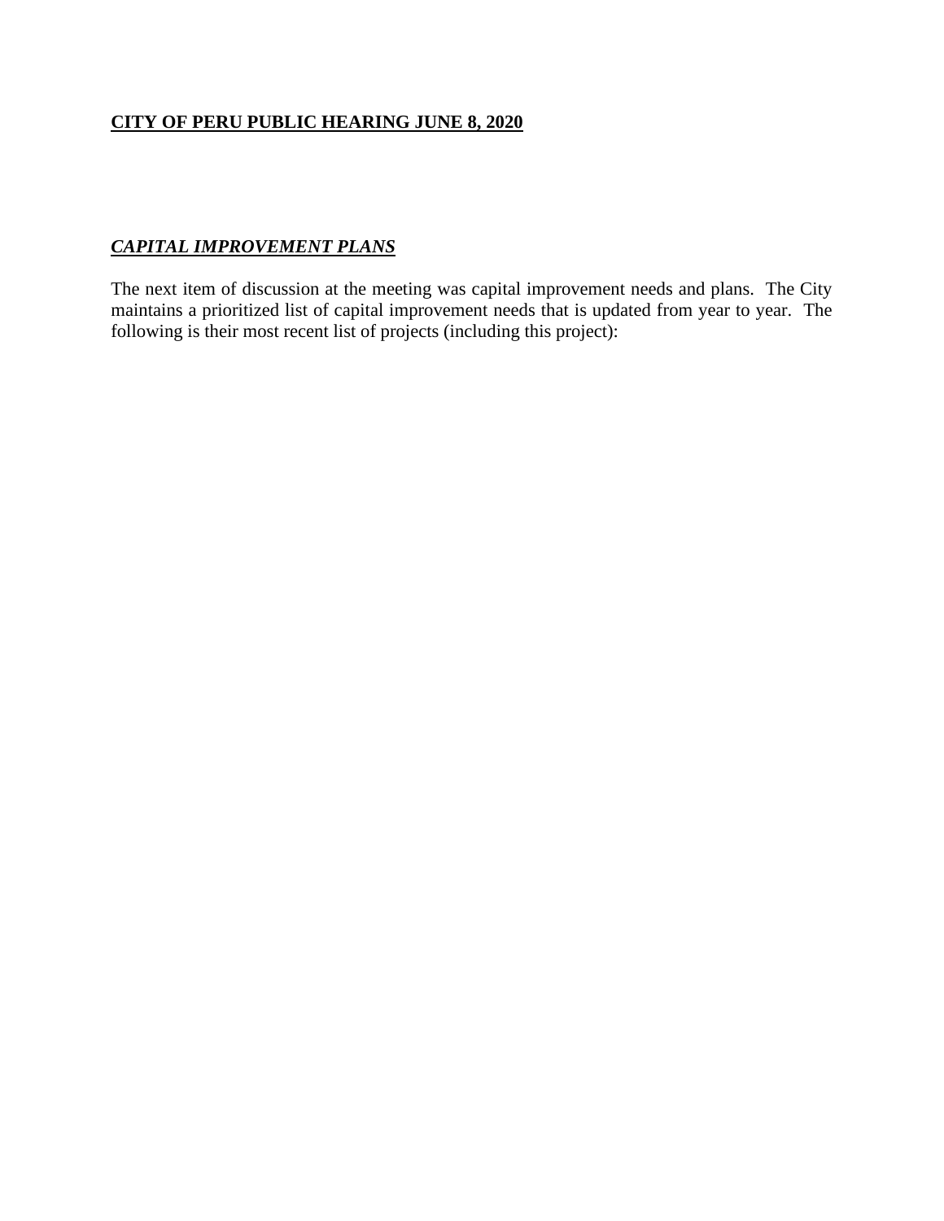**<u>CITY OF PERU PUBLIC HEARING JUNE 8, 2020</u>**

***<u>CAPITAL IMPROVEMENT PLANS</u>***

The next item of discussion at the meeting was capital improvement needs and plans. The City maintains a prioritized list of capital improvement needs that is updated from year to year. The following is their most recent list of projects (including this project):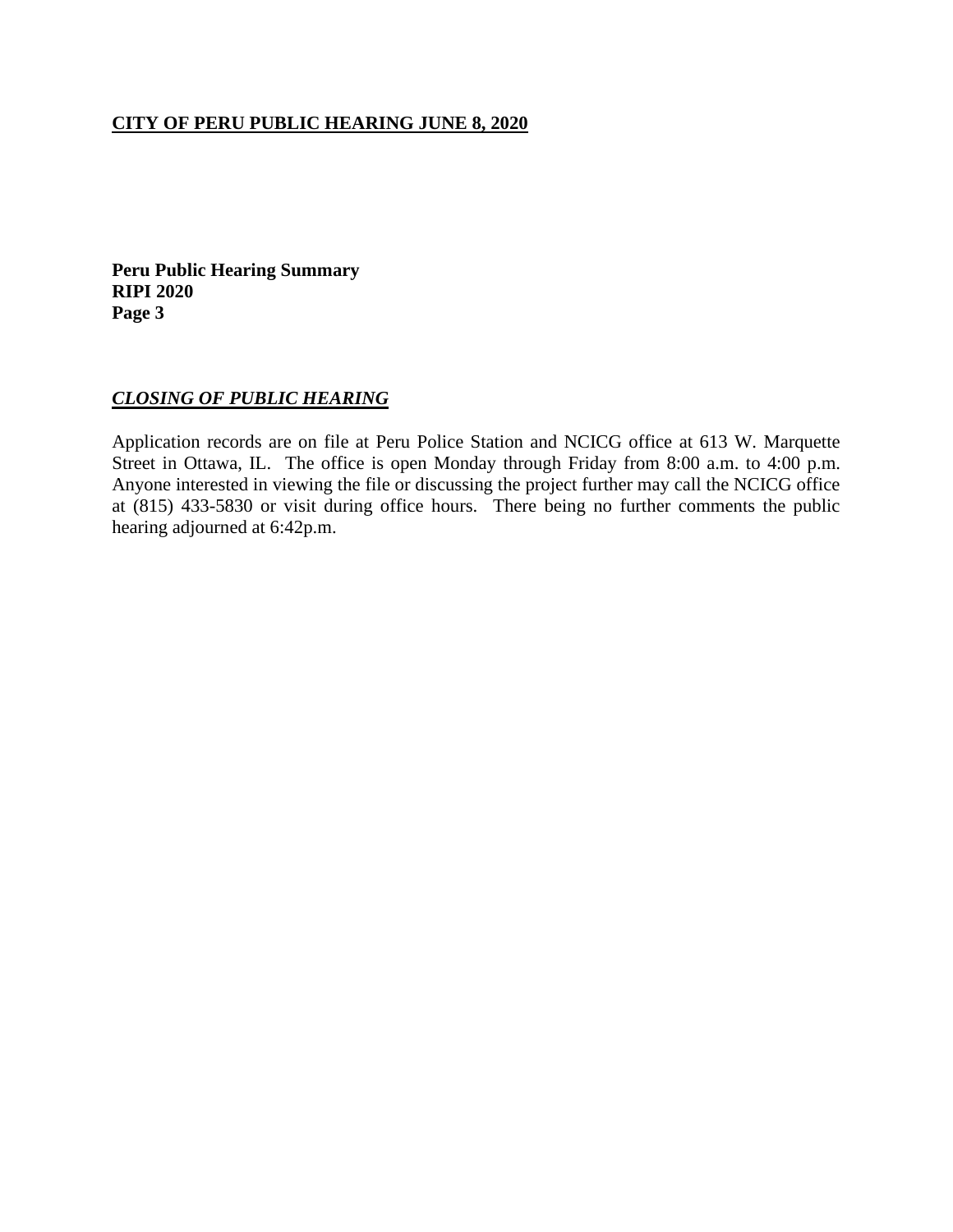**CITY OF PERU PUBLIC HEARING JUNE 8, 2020**

**Peru Public Hearing Summary**
**RIPI 2020**
**Page 3**

## ***CLOSING OF PUBLIC HEARING***

Application records are on file at Peru Police Station and NCICG office at 613 W. Marquette Street in Ottawa, IL. The office is open Monday through Friday from 8:00 a.m. to 4:00 p.m. Anyone interested in viewing the file or discussing the project further may call the NCICG office at (815) 433-5830 or visit during office hours. There being no further comments the public hearing adjourned at 6:42p.m.